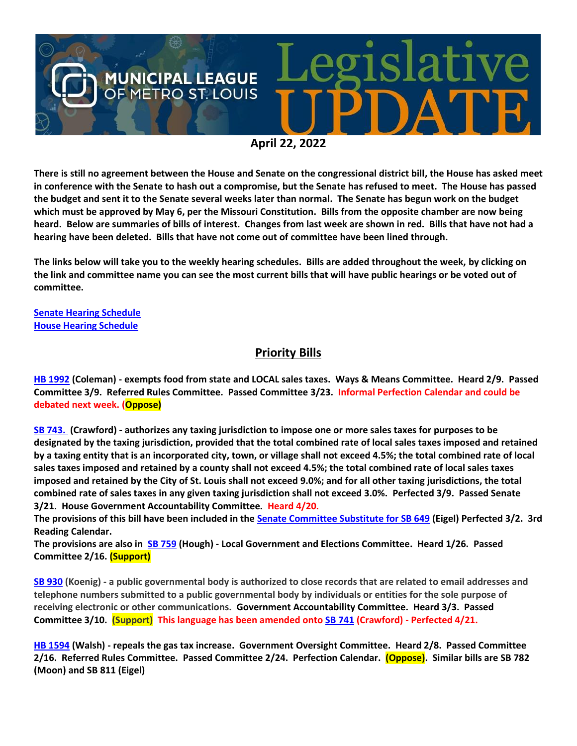# MUNICIPAL LEAGUE OF METRO ST. LOUIS Legislative UPDATE

**April 22, 2022**

**There is still no agreement between the House and Senate on the congressional district bill, the House has asked meet in conference with the Senate to hash out a compromise, but the Senate has refused to meet. The House has passed the budget and sent it to the Senate several weeks later than normal. The Senate has begun work on the budget which must be approved by May 6, per the Missouri Constitution. Bills from the opposite chamber are now being heard. Below are summaries of bills of interest. Changes from last week are shown in red. Bills that have not had a hearing have been deleted. Bills that have not come out of committee have been lined through.**

**The links below will take you to the weekly hearing schedules. Bills are added throughout the week, by clicking on the link and committee name you can see the most current bills that will have public hearings or be voted out of committee.**

[Senate Hearing Schedule]
[House Hearing Schedule]

## Priority Bills

**[HB 1992] (Coleman) - exempts food from state and LOCAL sales taxes. Ways & Means Committee. Heard 2/9. Passed Committee 3/9. Referred Rules Committee. Passed Committee 3/23. Informal Perfection Calendar and could be debated next week. (Oppose)**

**[SB 743.] (Crawford) - authorizes any taxing jurisdiction to impose one or more sales taxes for purposes to be designated by the taxing jurisdiction, provided that the total combined rate of local sales taxes imposed and retained by a taxing entity that is an incorporated city, town, or village shall not exceed 4.5%; the total combined rate of local sales taxes imposed and retained by a county shall not exceed 4.5%; the total combined rate of local sales taxes imposed and retained by the City of St. Louis shall not exceed 9.0%; and for all other taxing jurisdictions, the total combined rate of sales taxes in any given taxing jurisdiction shall not exceed 3.0%. Perfected 3/9. Passed Senate 3/21. House Government Accountability Committee. Heard 4/20.**
**The provisions of this bill have been included in the [Senate Committee Substitute for SB 649] (Eigel) Perfected 3/2. 3rd Reading Calendar.**
**The provisions are also in [SB 759] (Hough) - Local Government and Elections Committee. Heard 1/26. Passed Committee 2/16. (Support)**

**[SB 930] (Koenig) - a public governmental body is authorized to close records that are related to email addresses and telephone numbers submitted to a public governmental body by individuals or entities for the sole purpose of receiving electronic or other communications. Government Accountability Committee. Heard 3/3. Passed Committee 3/10. (Support) This language has been amended onto [SB 741] (Crawford) - Perfected 4/21.**

**[HB 1594] (Walsh) - repeals the gas tax increase. Government Oversight Committee. Heard 2/8. Passed Committee 2/16. Referred Rules Committee. Passed Committee 2/24. Perfection Calendar. (Oppose). Similar bills are SB 782 (Moon) and SB 811 (Eigel)**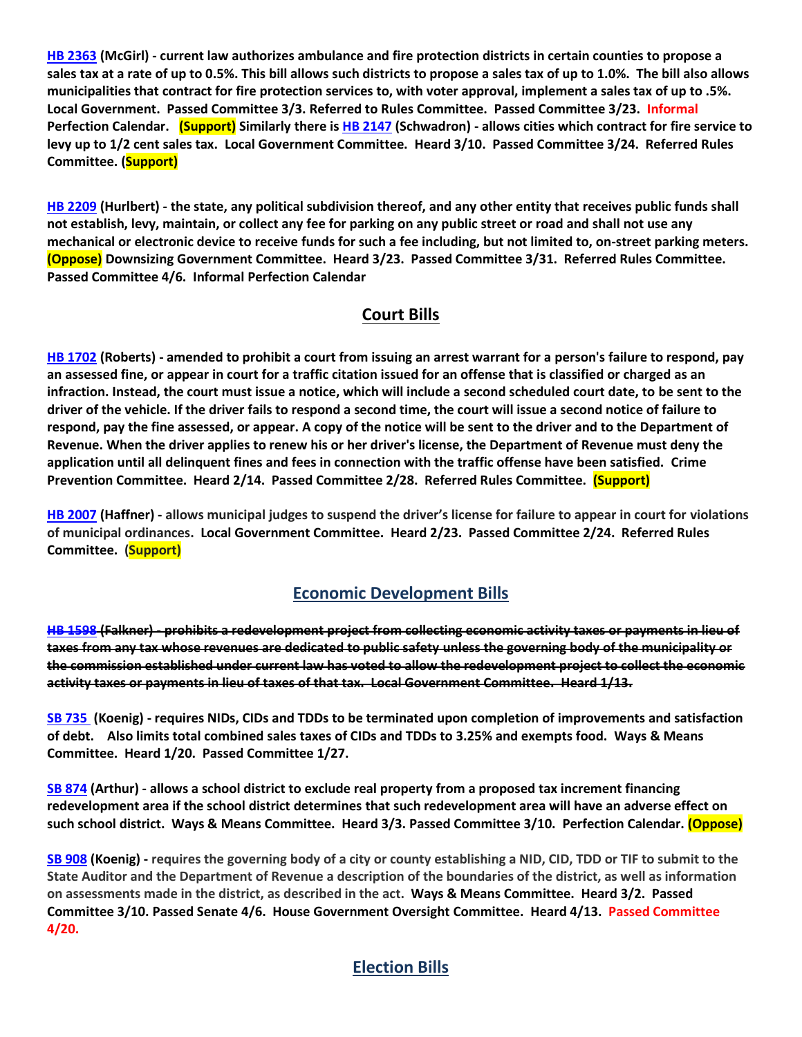**HB 2363 (McGirl) - current law authorizes ambulance and fire protection districts in certain counties to propose a sales tax at a rate of up to 0.5%. This bill allows such districts to propose a sales tax of up to 1.0%. The bill also allows municipalities that contract for fire protection services to, with voter approval, implement a sales tax of up to .5%. Local Government. Passed Committee 3/3. Referred to Rules Committee. Passed Committee 3/23. Informal Perfection Calendar. (Support) Similarly there is HB 2147 (Schwadron) - allows cities which contract for fire service to levy up to 1/2 cent sales tax. Local Government Committee. Heard 3/10. Passed Committee 3/24. Referred Rules Committee. (Support)**

**HB 2209 (Hurlbert) - the state, any political subdivision thereof, and any other entity that receives public funds shall not establish, levy, maintain, or collect any fee for parking on any public street or road and shall not use any mechanical or electronic device to receive funds for such a fee including, but not limited to, on-street parking meters. (Oppose) Downsizing Government Committee. Heard 3/23. Passed Committee 3/31. Referred Rules Committee. Passed Committee 4/6. Informal Perfection Calendar**

## Court Bills

**HB 1702 (Roberts) - amended to prohibit a court from issuing an arrest warrant for a person's failure to respond, pay an assessed fine, or appear in court for a traffic citation issued for an offense that is classified or charged as an infraction. Instead, the court must issue a notice, which will include a second scheduled court date, to be sent to the driver of the vehicle. If the driver fails to respond a second time, the court will issue a second notice of failure to respond, pay the fine assessed, or appear. A copy of the notice will be sent to the driver and to the Department of Revenue. When the driver applies to renew his or her driver's license, the Department of Revenue must deny the application until all delinquent fines and fees in connection with the traffic offense have been satisfied. Crime Prevention Committee. Heard 2/14. Passed Committee 2/28. Referred Rules Committee. (Support)**

**HB 2007 (Haffner) - allows municipal judges to suspend the driver's license for failure to appear in court for violations of municipal ordinances. Local Government Committee. Heard 2/23. Passed Committee 2/24. Referred Rules Committee. (Support)**

## Economic Development Bills

~~**HB 1598 (Falkner) - prohibits a redevelopment project from collecting economic activity taxes or payments in lieu of taxes from any tax whose revenues are dedicated to public safety unless the governing body of the municipality or the commission established under current law has voted to allow the redevelopment project to collect the economic activity taxes or payments in lieu of taxes of that tax. Local Government Committee. Heard 1/13.**~~

**SB 735 (Koenig) - requires NIDs, CIDs and TDDs to be terminated upon completion of improvements and satisfaction of debt. Also limits total combined sales taxes of CIDs and TDDs to 3.25% and exempts food. Ways & Means Committee. Heard 1/20. Passed Committee 1/27.**

**SB 874 (Arthur) - allows a school district to exclude real property from a proposed tax increment financing redevelopment area if the school district determines that such redevelopment area will have an adverse effect on such school district. Ways & Means Committee. Heard 3/3. Passed Committee 3/10. Perfection Calendar. (Oppose)**

**SB 908 (Koenig) - requires the governing body of a city or county establishing a NID, CID, TDD or TIF to submit to the State Auditor and the Department of Revenue a description of the boundaries of the district, as well as information on assessments made in the district, as described in the act. Ways & Means Committee. Heard 3/2. Passed Committee 3/10. Passed Senate 4/6. House Government Oversight Committee. Heard 4/13. Passed Committee 4/20.**

## Election Bills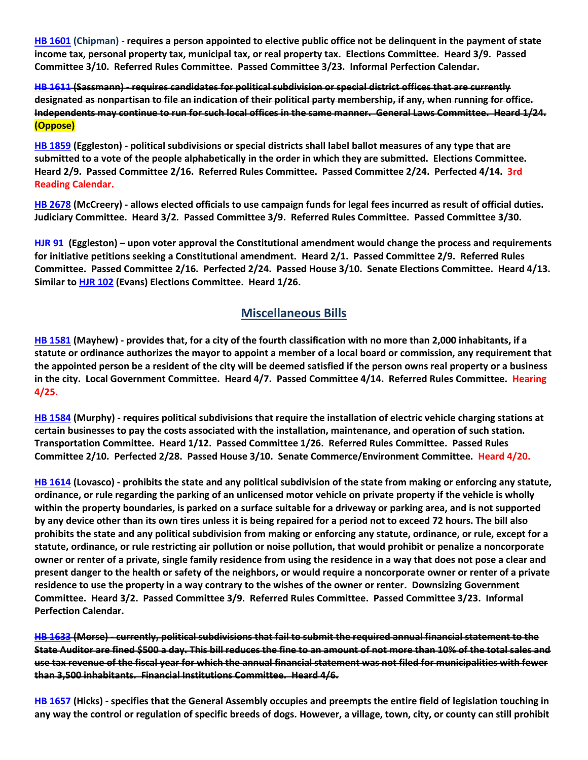**HB 1601 (Chipman) - requires a person appointed to elective public office not be delinquent in the payment of state income tax, personal property tax, municipal tax, or real property tax. Elections Committee. Heard 3/9. Passed Committee 3/10. Referred Rules Committee. Passed Committee 3/23. Informal Perfection Calendar.**

~~**HB 1611 (Sassmann) - requires candidates for political subdivision or special district offices that are currently designated as nonpartisan to file an indication of their political party membership, if any, when running for office. Independents may continue to run for such local offices in the same manner. General Laws Committee. Heard 1/24. (Oppose)**~~

**HB 1859 (Eggleston) - political subdivisions or special districts shall label ballot measures of any type that are submitted to a vote of the people alphabetically in the order in which they are submitted. Elections Committee. Heard 2/9. Passed Committee 2/16. Referred Rules Committee. Passed Committee 2/24. Perfected 4/14. 3rd Reading Calendar.**

**HB 2678 (McCreery) - allows elected officials to use campaign funds for legal fees incurred as result of official duties. Judiciary Committee. Heard 3/2. Passed Committee 3/9. Referred Rules Committee. Passed Committee 3/30.**

**HJR 91 (Eggleston) – upon voter approval the Constitutional amendment would change the process and requirements for initiative petitions seeking a Constitutional amendment. Heard 2/1. Passed Committee 2/9. Referred Rules Committee. Passed Committee 2/16. Perfected 2/24. Passed House 3/10. Senate Elections Committee. Heard 4/13. Similar to HJR 102 (Evans) Elections Committee. Heard 1/26.**

## Miscellaneous Bills

**HB 1581 (Mayhew) - provides that, for a city of the fourth classification with no more than 2,000 inhabitants, if a statute or ordinance authorizes the mayor to appoint a member of a local board or commission, any requirement that the appointed person be a resident of the city will be deemed satisfied if the person owns real property or a business in the city. Local Government Committee. Heard 4/7. Passed Committee 4/14. Referred Rules Committee. Hearing 4/25.**

**HB 1584 (Murphy) - requires political subdivisions that require the installation of electric vehicle charging stations at certain businesses to pay the costs associated with the installation, maintenance, and operation of such station. Transportation Committee. Heard 1/12. Passed Committee 1/26. Referred Rules Committee. Passed Rules Committee 2/10. Perfected 2/28. Passed House 3/10. Senate Commerce/Environment Committee. Heard 4/20.**

**HB 1614 (Lovasco) - prohibits the state and any political subdivision of the state from making or enforcing any statute, ordinance, or rule regarding the parking of an unlicensed motor vehicle on private property if the vehicle is wholly within the property boundaries, is parked on a surface suitable for a driveway or parking area, and is not supported by any device other than its own tires unless it is being repaired for a period not to exceed 72 hours. The bill also prohibits the state and any political subdivision from making or enforcing any statute, ordinance, or rule, except for a statute, ordinance, or rule restricting air pollution or noise pollution, that would prohibit or penalize a noncorporate owner or renter of a private, single family residence from using the residence in a way that does not pose a clear and present danger to the health or safety of the neighbors, or would require a noncorporate owner or renter of a private residence to use the property in a way contrary to the wishes of the owner or renter. Downsizing Government Committee. Heard 3/2. Passed Committee 3/9. Referred Rules Committee. Passed Committee 3/23. Informal Perfection Calendar.**

~~**HB 1633 (Morse) - currently, political subdivisions that fail to submit the required annual financial statement to the State Auditor are fined $500 a day. This bill reduces the fine to an amount of not more than 10% of the total sales and use tax revenue of the fiscal year for which the annual financial statement was not filed for municipalities with fewer than 3,500 inhabitants. Financial Institutions Committee. Heard 4/6.**~~

**HB 1657 (Hicks) - specifies that the General Assembly occupies and preempts the entire field of legislation touching in any way the control or regulation of specific breeds of dogs. However, a village, town, city, or county can still prohibit**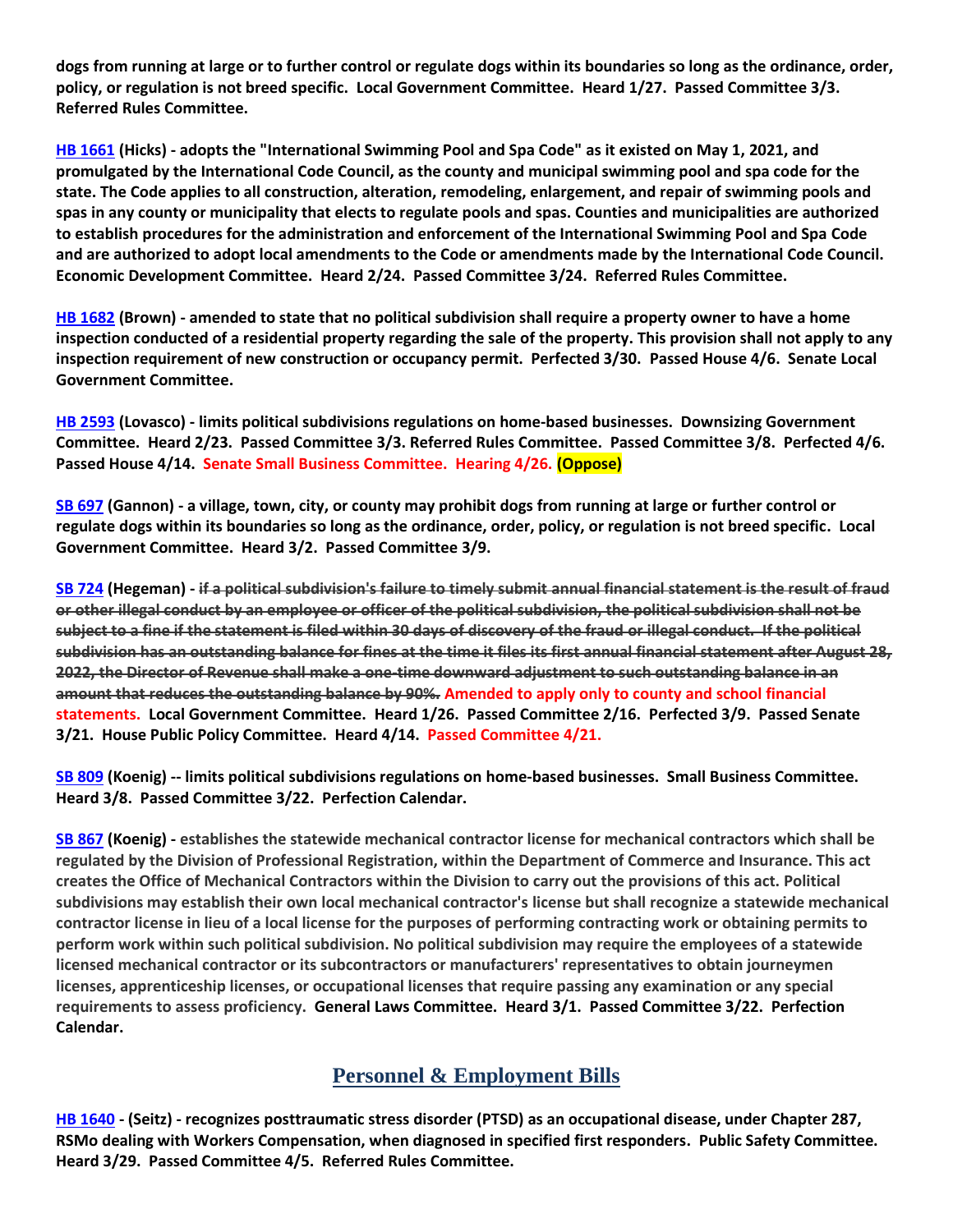**dogs from running at large or to further control or regulate dogs within its boundaries so long as the ordinance, order, policy, or regulation is not breed specific. Local Government Committee. Heard 1/27. Passed Committee 3/3. Referred Rules Committee.**

**[HB 1661](#) (Hicks) - adopts the "International Swimming Pool and Spa Code" as it existed on May 1, 2021, and promulgated by the International Code Council, as the county and municipal swimming pool and spa code for the state. The Code applies to all construction, alteration, remodeling, enlargement, and repair of swimming pools and spas in any county or municipality that elects to regulate pools and spas. Counties and municipalities are authorized to establish procedures for the administration and enforcement of the International Swimming Pool and Spa Code and are authorized to adopt local amendments to the Code or amendments made by the International Code Council. Economic Development Committee. Heard 2/24. Passed Committee 3/24. Referred Rules Committee.**

**[HB 1682](#) (Brown) - amended to state that no political subdivision shall require a property owner to have a home inspection conducted of a residential property regarding the sale of the property. This provision shall not apply to any inspection requirement of new construction or occupancy permit. Perfected 3/30. Passed House 4/6. Senate Local Government Committee.**

**[HB 2593](#) (Lovasco) - limits political subdivisions regulations on home-based businesses. Downsizing Government Committee. Heard 2/23. Passed Committee 3/3. Referred Rules Committee. Passed Committee 3/8. Perfected 4/6. Passed House 4/14. Senate Small Business Committee. Hearing 4/26. (Oppose)**

**[SB 697](#) (Gannon) - a village, town, city, or county may prohibit dogs from running at large or further control or regulate dogs within its boundaries so long as the ordinance, order, policy, or regulation is not breed specific. Local Government Committee. Heard 3/2. Passed Committee 3/9.**

**[SB 724](#) (Hegeman) - ~~if a political subdivision's failure to timely submit annual financial statement is the result of fraud or other illegal conduct by an employee or officer of the political subdivision, the political subdivision shall not be subject to a fine if the statement is filed within 30 days of discovery of the fraud or illegal conduct. If the political subdivision has an outstanding balance for fines at the time it files its first annual financial statement after August 28, 2022, the Director of Revenue shall make a one-time downward adjustment to such outstanding balance in an amount that reduces the outstanding balance by 90%.~~ Amended to apply only to county and school financial statements. Local Government Committee. Heard 1/26. Passed Committee 2/16. Perfected 3/9. Passed Senate 3/21. House Public Policy Committee. Heard 4/14. Passed Committee 4/21.**

**[SB 809](#) (Koenig) -- limits political subdivisions regulations on home-based businesses. Small Business Committee. Heard 3/8. Passed Committee 3/22. Perfection Calendar.**

**[SB 867](#) (Koenig) - establishes the statewide mechanical contractor license for mechanical contractors which shall be regulated by the Division of Professional Registration, within the Department of Commerce and Insurance. This act creates the Office of Mechanical Contractors within the Division to carry out the provisions of this act. Political subdivisions may establish their own local mechanical contractor's license but shall recognize a statewide mechanical contractor license in lieu of a local license for the purposes of performing contracting work or obtaining permits to perform work within such political subdivision. No political subdivision may require the employees of a statewide licensed mechanical contractor or its subcontractors or manufacturers' representatives to obtain journeymen licenses, apprenticeship licenses, or occupational licenses that require passing any examination or any special requirements to assess proficiency. General Laws Committee. Heard 3/1. Passed Committee 3/22. Perfection Calendar.**

## Personnel & Employment Bills

**[HB 1640](#) - (Seitz) - recognizes posttraumatic stress disorder (PTSD) as an occupational disease, under Chapter 287, RSMo dealing with Workers Compensation, when diagnosed in specified first responders. Public Safety Committee. Heard 3/29. Passed Committee 4/5. Referred Rules Committee.**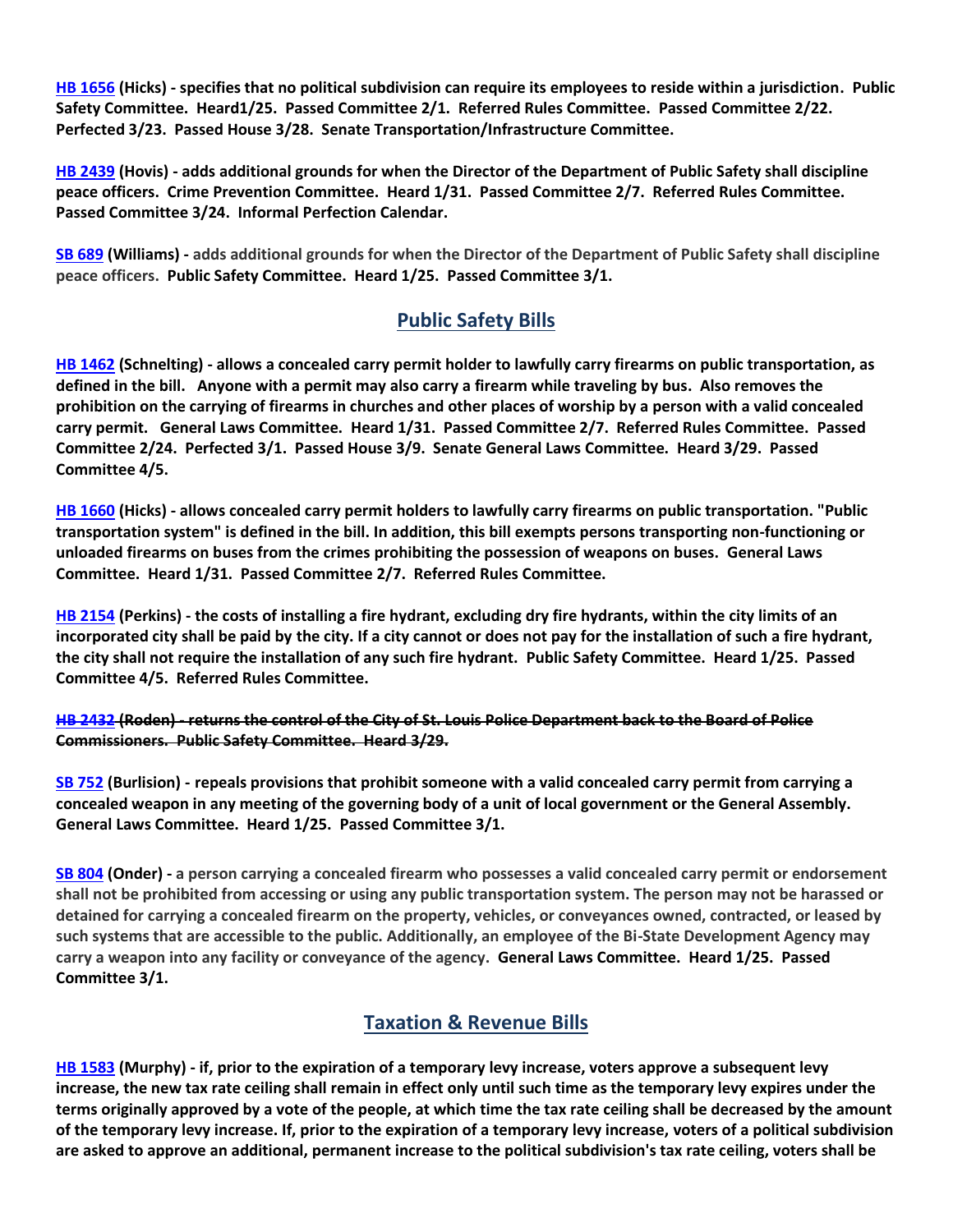**[HB 1656](#) (Hicks) - specifies that no political subdivision can require its employees to reside within a jurisdiction. Public Safety Committee. Heard1/25. Passed Committee 2/1. Referred Rules Committee. Passed Committee 2/22. Perfected 3/23. Passed House 3/28. Senate Transportation/Infrastructure Committee.**

**[HB 2439](#) (Hovis) - adds additional grounds for when the Director of the Department of Public Safety shall discipline peace officers. Crime Prevention Committee. Heard 1/31. Passed Committee 2/7. Referred Rules Committee. Passed Committee 3/24. Informal Perfection Calendar.**

**[SB 689](#) (Williams) - adds additional grounds for when the Director of the Department of Public Safety shall discipline peace officers. Public Safety Committee. Heard 1/25. Passed Committee 3/1.**

## Public Safety Bills

**[HB 1462](#) (Schnelting) - allows a concealed carry permit holder to lawfully carry firearms on public transportation, as defined in the bill. Anyone with a permit may also carry a firearm while traveling by bus. Also removes the prohibition on the carrying of firearms in churches and other places of worship by a person with a valid concealed carry permit. General Laws Committee. Heard 1/31. Passed Committee 2/7. Referred Rules Committee. Passed Committee 2/24. Perfected 3/1. Passed House 3/9. Senate General Laws Committee. Heard 3/29. Passed Committee 4/5.**

**[HB 1660](#) (Hicks) - allows concealed carry permit holders to lawfully carry firearms on public transportation. "Public transportation system" is defined in the bill. In addition, this bill exempts persons transporting non-functioning or unloaded firearms on buses from the crimes prohibiting the possession of weapons on buses. General Laws Committee. Heard 1/31. Passed Committee 2/7. Referred Rules Committee.**

**[HB 2154](#) (Perkins) - the costs of installing a fire hydrant, excluding dry fire hydrants, within the city limits of an incorporated city shall be paid by the city. If a city cannot or does not pay for the installation of such a fire hydrant, the city shall not require the installation of any such fire hydrant. Public Safety Committee. Heard 1/25. Passed Committee 4/5. Referred Rules Committee.**

~~**[HB 2432](#) (Roden) - returns the control of the City of St. Louis Police Department back to the Board of Police Commissioners. Public Safety Committee. Heard 3/29.**~~

**[SB 752](#) (Burlision) - repeals provisions that prohibit someone with a valid concealed carry permit from carrying a concealed weapon in any meeting of the governing body of a unit of local government or the General Assembly. General Laws Committee. Heard 1/25. Passed Committee 3/1.**

**[SB 804](#) (Onder) - a person carrying a concealed firearm who possesses a valid concealed carry permit or endorsement shall not be prohibited from accessing or using any public transportation system. The person may not be harassed or detained for carrying a concealed firearm on the property, vehicles, or conveyances owned, contracted, or leased by such systems that are accessible to the public. Additionally, an employee of the Bi-State Development Agency may carry a weapon into any facility or conveyance of the agency. General Laws Committee. Heard 1/25. Passed Committee 3/1.**

## Taxation & Revenue Bills

**[HB 1583](#) (Murphy) - if, prior to the expiration of a temporary levy increase, voters approve a subsequent levy increase, the new tax rate ceiling shall remain in effect only until such time as the temporary levy expires under the terms originally approved by a vote of the people, at which time the tax rate ceiling shall be decreased by the amount of the temporary levy increase. If, prior to the expiration of a temporary levy increase, voters of a political subdivision are asked to approve an additional, permanent increase to the political subdivision's tax rate ceiling, voters shall be**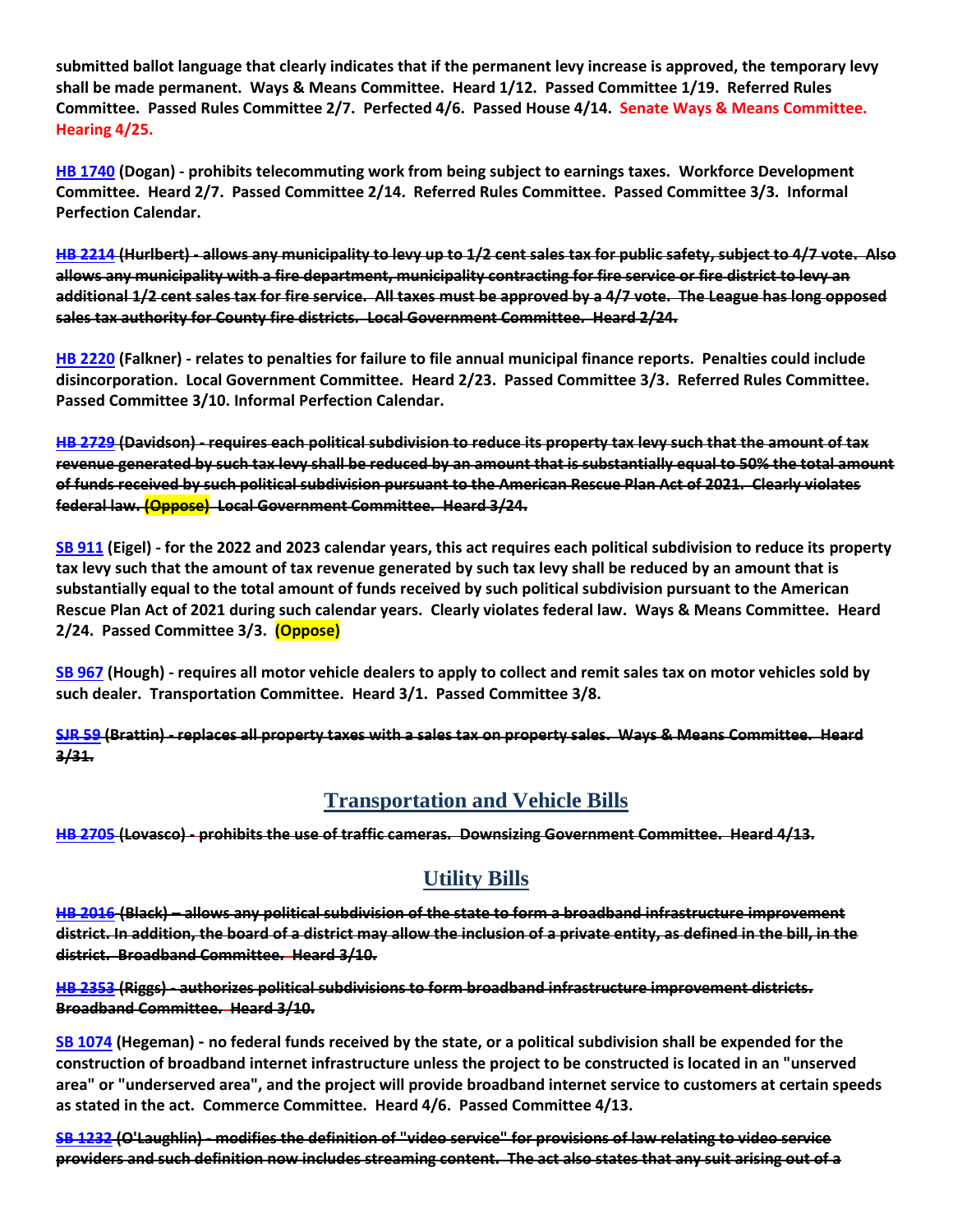**submitted ballot language that clearly indicates that if the permanent levy increase is approved, the temporary levy shall be made permanent. Ways & Means Committee. Heard 1/12. Passed Committee 1/19. Referred Rules Committee. Passed Rules Committee 2/7. Perfected 4/6. Passed House 4/14. Senate Ways & Means Committee. Hearing 4/25.**

**HB 1740 (Dogan) - prohibits telecommuting work from being subject to earnings taxes. Workforce Development Committee. Heard 2/7. Passed Committee 2/14. Referred Rules Committee. Passed Committee 3/3. Informal Perfection Calendar.**

~~**HB 2214 (Hurlbert) - allows any municipality to levy up to 1/2 cent sales tax for public safety, subject to 4/7 vote. Also allows any municipality with a fire department, municipality contracting for fire service or fire district to levy an additional 1/2 cent sales tax for fire service. All taxes must be approved by a 4/7 vote. The League has long opposed sales tax authority for County fire districts. Local Government Committee. Heard 2/24.**~~

**HB 2220 (Falkner) - relates to penalties for failure to file annual municipal finance reports. Penalties could include disincorporation. Local Government Committee. Heard 2/23. Passed Committee 3/3. Referred Rules Committee. Passed Committee 3/10. Informal Perfection Calendar.**

~~**HB 2729 (Davidson) - requires each political subdivision to reduce its property tax levy such that the amount of tax revenue generated by such tax levy shall be reduced by an amount that is substantially equal to 50% the total amount of funds received by such political subdivision pursuant to the American Rescue Plan Act of 2021. Clearly violates federal law. (Oppose) Local Government Committee. Heard 3/24.**~~

**SB 911 (Eigel) - for the 2022 and 2023 calendar years, this act requires each political subdivision to reduce its property tax levy such that the amount of tax revenue generated by such tax levy shall be reduced by an amount that is substantially equal to the total amount of funds received by such political subdivision pursuant to the American Rescue Plan Act of 2021 during such calendar years. Clearly violates federal law. Ways & Means Committee. Heard 2/24. Passed Committee 3/3. (Oppose)**

**SB 967 (Hough) - requires all motor vehicle dealers to apply to collect and remit sales tax on motor vehicles sold by such dealer. Transportation Committee. Heard 3/1. Passed Committee 3/8.**

~~**SJR 59 (Brattin) - replaces all property taxes with a sales tax on property sales. Ways & Means Committee. Heard 3/31.**~~

## Transportation and Vehicle Bills

~~**HB 2705 (Lovasco) - prohibits the use of traffic cameras. Downsizing Government Committee. Heard 4/13.**~~

## Utility Bills

~~**HB 2016 (Black) – allows any political subdivision of the state to form a broadband infrastructure improvement district. In addition, the board of a district may allow the inclusion of a private entity, as defined in the bill, in the district. Broadband Committee. Heard 3/10.**~~

~~**HB 2353 (Riggs) - authorizes political subdivisions to form broadband infrastructure improvement districts. Broadband Committee. Heard 3/10.**~~

**SB 1074 (Hegeman) - no federal funds received by the state, or a political subdivision shall be expended for the construction of broadband internet infrastructure unless the project to be constructed is located in an "unserved area" or "underserved area", and the project will provide broadband internet service to customers at certain speeds as stated in the act. Commerce Committee. Heard 4/6. Passed Committee 4/13.**

~~**SB 1232 (O'Laughlin) - modifies the definition of "video service" for provisions of law relating to video service providers and such definition now includes streaming content. The act also states that any suit arising out of a**~~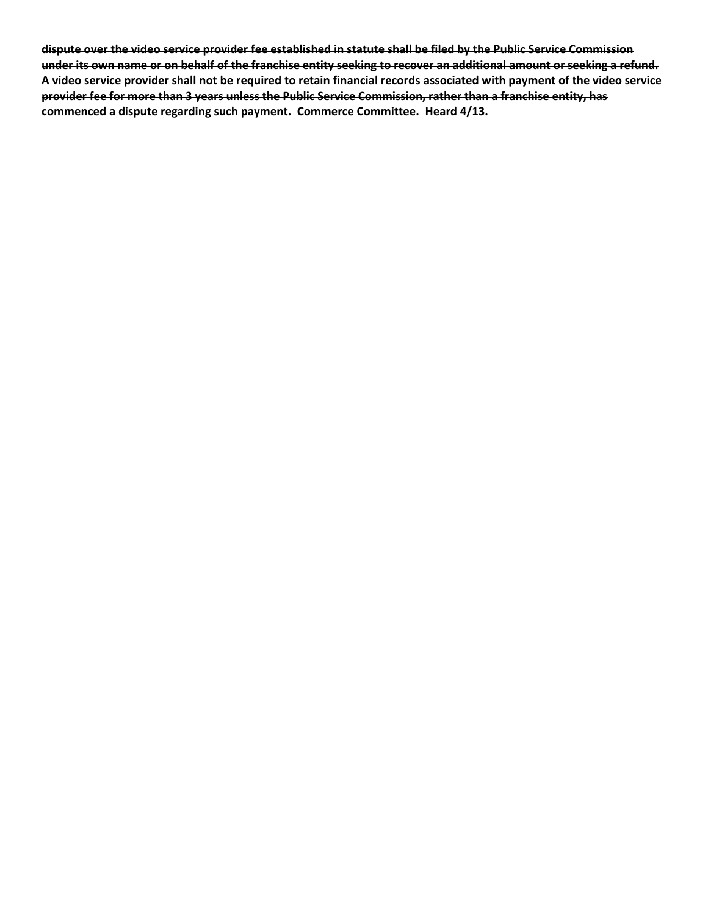**~~dispute over the video service provider fee established in statute shall be filed by the Public Service Commission under its own name or on behalf of the franchise entity seeking to recover an additional amount or seeking a refund. A video service provider shall not be required to retain financial records associated with payment of the video service provider fee for more than 3 years unless the Public Service Commission, rather than a franchise entity, has commenced a dispute regarding such payment. Commerce Committee. Heard 4/13.~~**